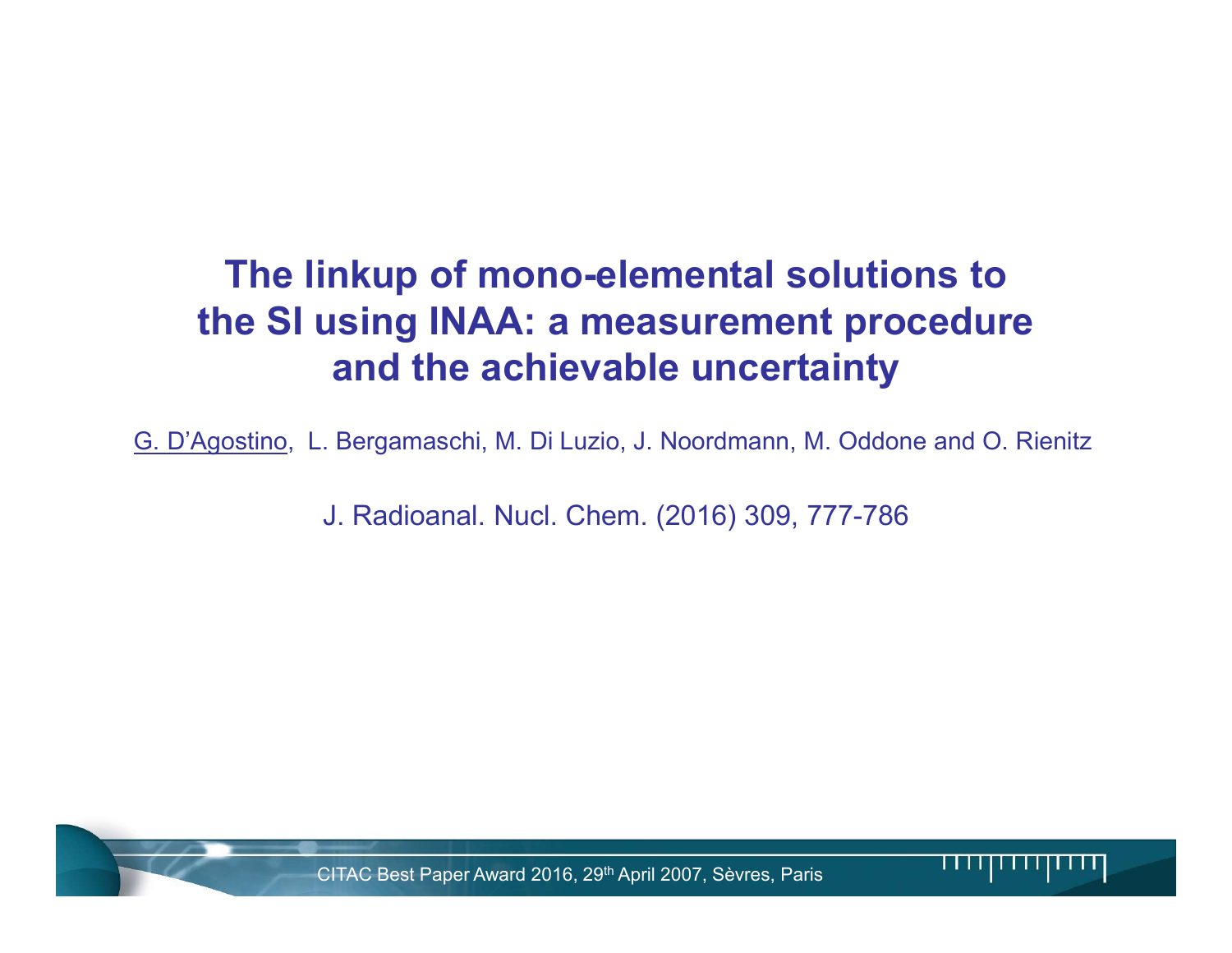# The linkup of mono-elemental solutions to the SI using INAA: a measurement procedure and the achievable uncertainty

G. D'Agostino, L. Bergamaschi, M. Di Luzio, J. Noordmann, M. Oddone and O. Rienitz

J. Radioanal. Nucl. Chem. (2016) 309, 777-786

CITAC Best Paper Award 2016, 29th April 2007, Sèvres, Paris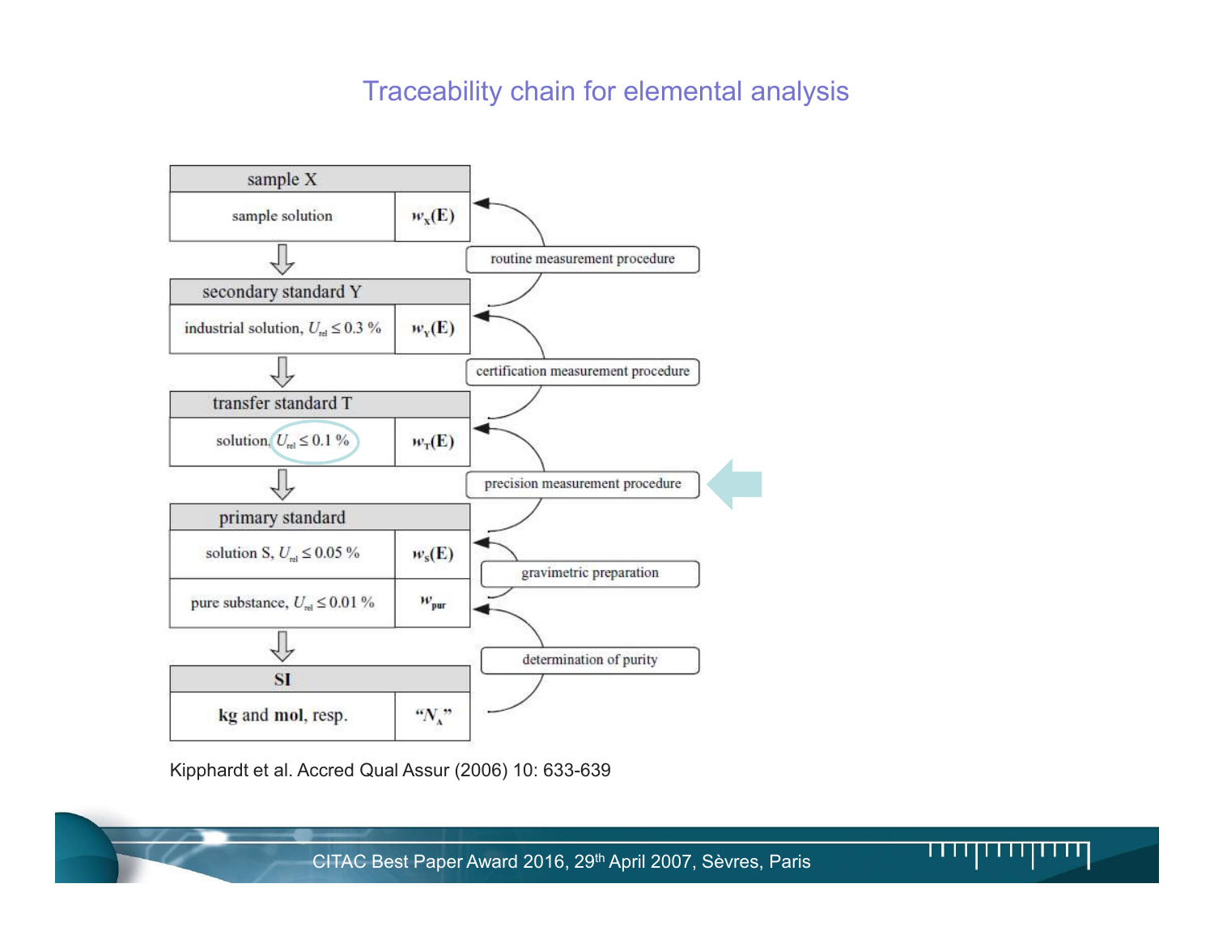# Traceability chain for elemental analysis

| | |
|---|---|
| **sample X** | |
| sample solution | $w_X(E)$ |
| **secondary standard Y** | |
| industrial solution, $U_{rel} \leq 0.3$ % | $w_Y(E)$ |
| **transfer standard T** | |
| solution, $U_{rel} \leq 0.1$ % | $w_T(E)$ |
| **primary standard** | |
| solution S, $U_{rel} \leq 0.05$ % | $w_S(E)$ |
| pure substance, $U_{rel} \leq 0.01$ % | $w_{pur}$ |
| **SI** | |
| **kg** and **mol**, resp. | "$N_A$" |

Procedures linking the levels (from top to bottom):

- routine measurement procedure
- certification measurement procedure
- precision measurement procedure
- gravimetric preparation
- determination of purity

Kipphardt et al. Accred Qual Assur (2006) 10: 633-639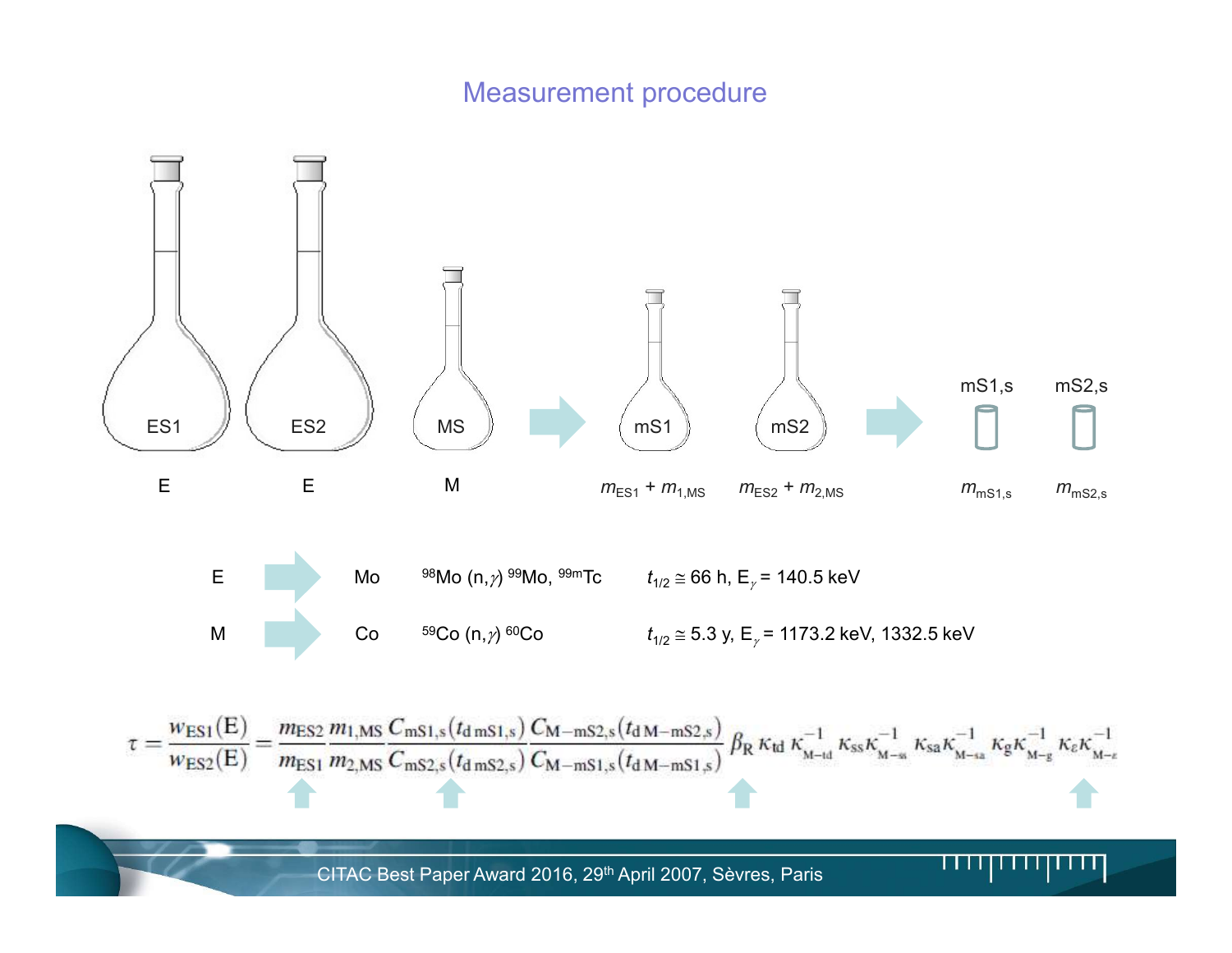# Measurement procedure

ES1 — E

ES2 — E

MS — M

mS1 — $m_{\mathrm{ES1}} + m_{1,\mathrm{MS}}$

mS2 — $m_{\mathrm{ES2}} + m_{2,\mathrm{MS}}$

mS1,s — $m_{\mathrm{mS1,s}}$

mS2,s — $m_{\mathrm{mS2,s}}$

E → Mo — $^{98}$Mo (n,$\gamma$) $^{99}$Mo, $^{99m}$Tc — $t_{1/2} \cong 66$ h, $E_\gamma = 140.5$ keV

M → Co — $^{59}$Co (n,$\gamma$) $^{60}$Co — $t_{1/2} \cong 5.3$ y, $E_\gamma = 1173.2$ keV, $1332.5$ keV

$$\tau = \frac{w_{\mathrm{ES1}}(\mathrm{E})}{w_{\mathrm{ES2}}(\mathrm{E})} = \frac{m_{\mathrm{ES2}}}{m_{\mathrm{ES1}}} \frac{m_{1,\mathrm{MS}}}{m_{2,\mathrm{MS}}} \frac{C_{\mathrm{mS1,s}}(t_{\mathrm{d\,mS1,s}})}{C_{\mathrm{mS2,s}}(t_{\mathrm{d\,mS2,s}})} \frac{C_{\mathrm{M-mS2,s}}(t_{\mathrm{d\,M-mS2,s}})}{C_{\mathrm{M-mS1,s}}(t_{\mathrm{d\,M-mS1,s}})} \beta_{\mathrm{R}}\, \kappa_{\mathrm{td}}\, \kappa_{\mathrm{M-td}}^{-1}\, \kappa_{\mathrm{ss}} \kappa_{\mathrm{M-ss}}^{-1}\, \kappa_{\mathrm{sa}} \kappa_{\mathrm{M-sa}}^{-1}\, \kappa_{\mathrm{g}} \kappa_{\mathrm{M-g}}^{-1}\, \kappa_{\varepsilon} \kappa_{\mathrm{M-\varepsilon}}^{-1}$$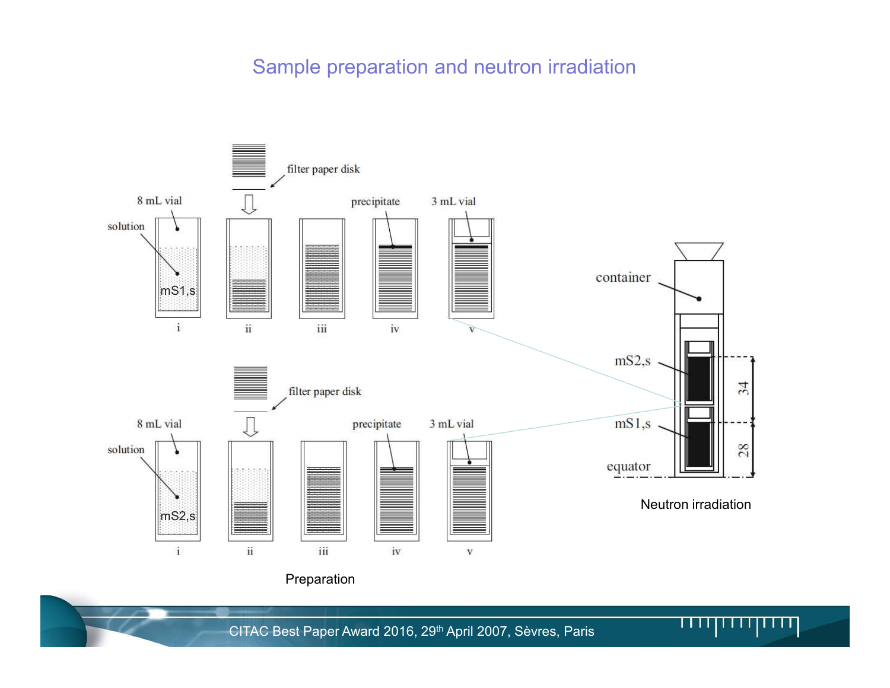# Sample preparation and neutron irradiation

8 mL vial

solution

mS1,s

filter paper disk

precipitate

3 mL vial

i ii iii iv v

8 mL vial

solution

mS2,s

filter paper disk

precipitate

3 mL vial

i ii iii iv v

Preparation

container

mS2,s

mS1,s

equator

34

28

Neutron irradiation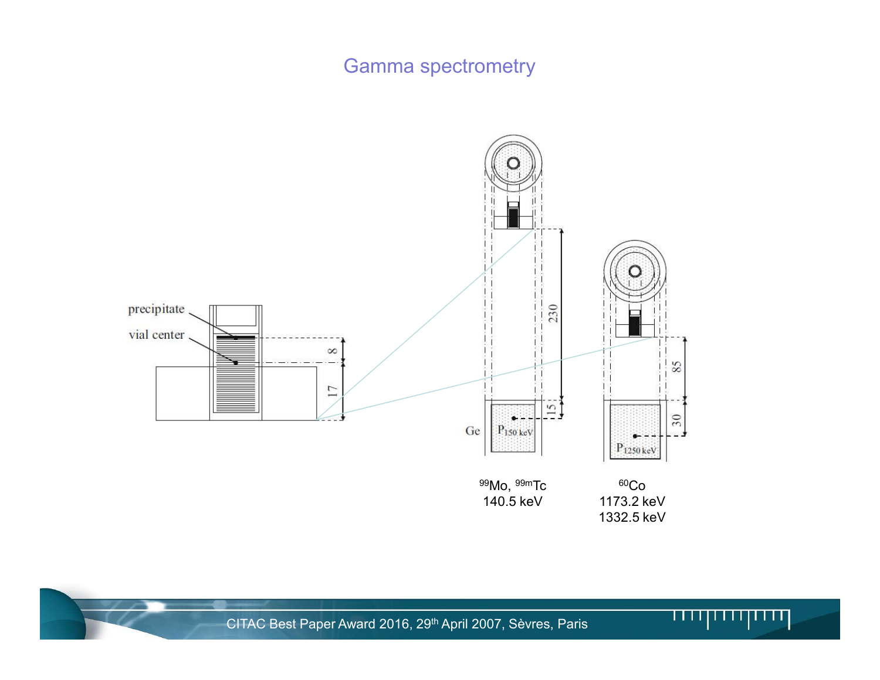# Gamma spectrometry

precipitate

vial center

8

17

230

15

Ge

$P_{150\ keV}$

85

30

$P_{1250\ keV}$

$^{99}Mo$, $^{99m}Tc$
140.5 keV

$^{60}Co$
1173.2 keV
1332.5 keV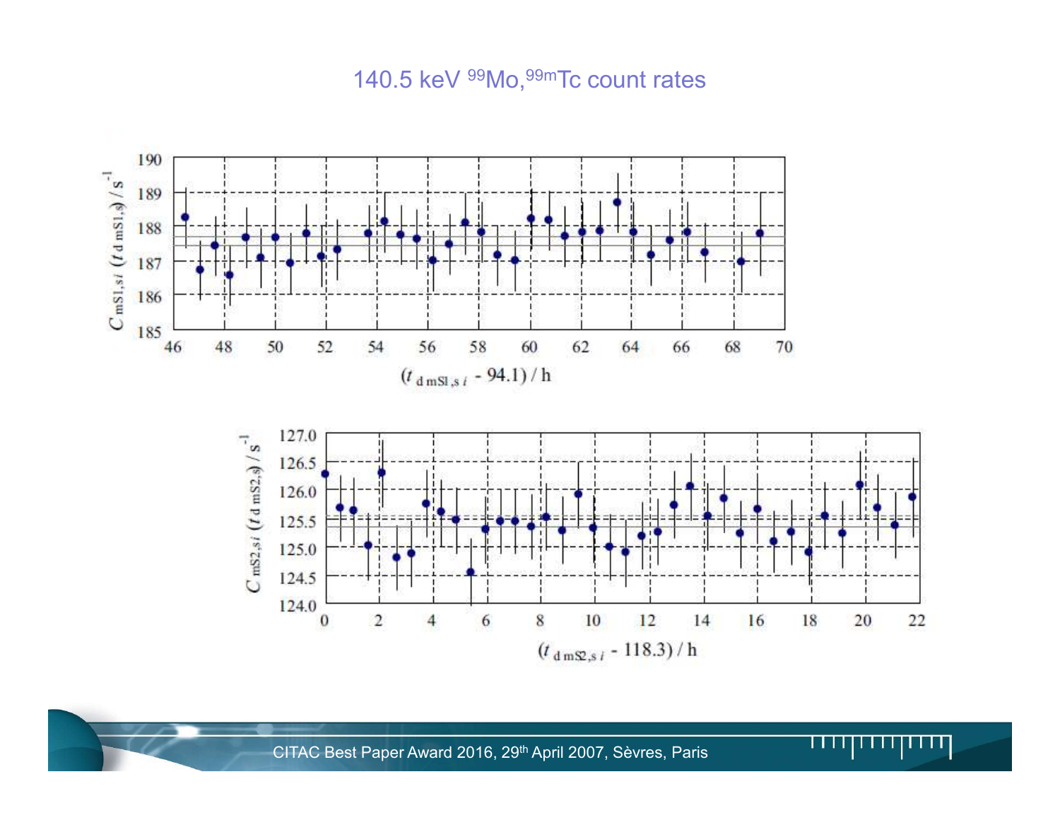# 140.5 keV $^{99}$Mo,$^{99m}$Tc count rates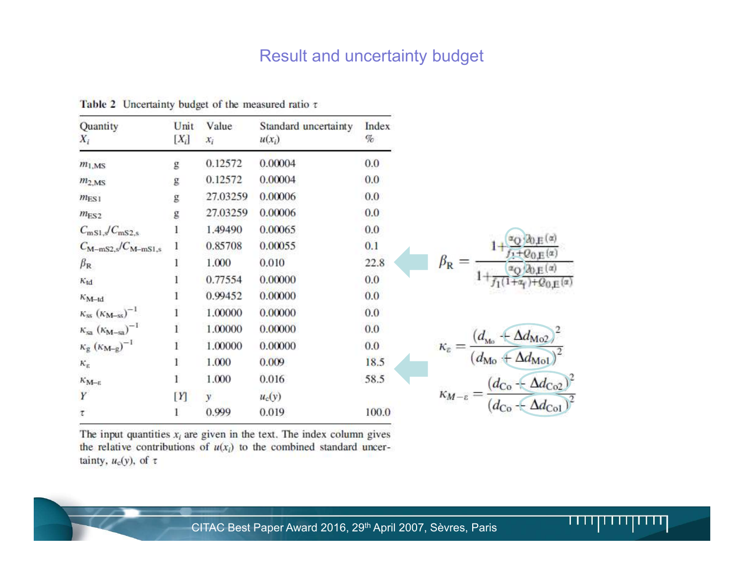# Result and uncertainty budget

**Table 2** Uncertainty budget of the measured ratio $\tau$

| Quantity $X_i$ | Unit $[X_i]$ | Value $x_i$ | Standard uncertainty $u(x_i)$ | Index % |
|---|---|---|---|---|
| $m_{1,MS}$ | g | 0.12572 | 0.00004 | 0.0 |
| $m_{2,MS}$ | g | 0.12572 | 0.00004 | 0.0 |
| $m_{ES1}$ | g | 27.03259 | 0.00006 | 0.0 |
| $m_{ES2}$ | g | 27.03259 | 0.00006 | 0.0 |
| $C_{mS1,s}/C_{mS2,s}$ | 1 | 1.49490 | 0.00065 | 0.0 |
| $C_{M-mS2,s}/C_{M-mS1,s}$ | 1 | 0.85708 | 0.00055 | 0.1 |
| $\beta_R$ | 1 | 1.000 | 0.010 | 22.8 |
| $\kappa_{td}$ | 1 | 0.77554 | 0.00000 | 0.0 |
| $\kappa_{M-td}$ | 1 | 0.99452 | 0.00000 | 0.0 |
| $\kappa_{ss}$ $(\kappa_{M-ss})^{-1}$ | 1 | 1.00000 | 0.00000 | 0.0 |
| $\kappa_{sa}$ $(\kappa_{M-sa})^{-1}$ | 1 | 1.00000 | 0.00000 | 0.0 |
| $\kappa_{g}$ $(\kappa_{M-g})^{-1}$ | 1 | 1.00000 | 0.00000 | 0.0 |
| $\kappa_{\varepsilon}$ | 1 | 1.000 | 0.009 | 18.5 |
| $\kappa_{M-\varepsilon}$ | 1 | 1.000 | 0.016 | 58.5 |
| $Y$ | $[Y]$ | $y$ | $u_c(y)$ | |
| $\tau$ | 1 | 0.999 | 0.019 | 100.0 |

The input quantities $x_i$ are given in the text. The index column gives the relative contributions of $u(x_i)$ to the combined standard uncertainty, $u_c(y)$, of $\tau$

$$\beta_R = \frac{1 + \frac{\alpha_Q Q_{0,E}(\alpha)}{f_1 + Q_{0,E}(\alpha)}}{1 + \frac{\alpha_Q Q_{0,E}(\alpha)}{f_1(1+\alpha_f) + Q_{0,E}(\alpha)}}$$

$$\kappa_{\varepsilon} = \frac{(d_{Mo} + \Delta d_{Mo2})^2}{(d_{Mo} + \Delta d_{Mo1})^2}$$

$$\kappa_{M-\varepsilon} = \frac{(d_{Co} + \Delta d_{Co2})^2}{(d_{Co} + \Delta d_{Co1})^2}$$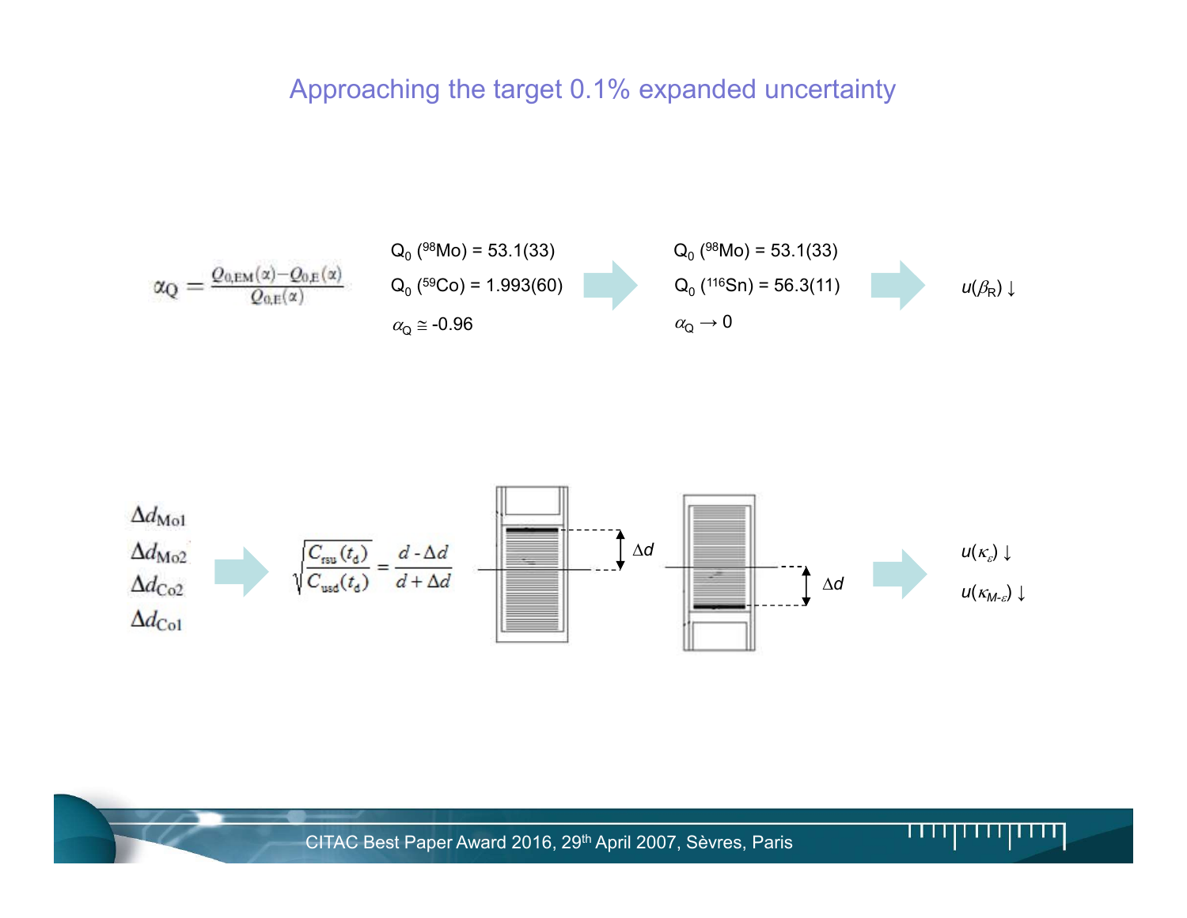# Approaching the target 0.1% expanded uncertainty

$$\alpha_Q = \frac{Q_{0,EM}(\alpha) - Q_{0,E}(\alpha)}{Q_{0,E}(\alpha)}$$

$Q_0$ ($^{98}$Mo) = 53.1(33)

$Q_0$ ($^{59}$Co) = 1.993(60)

$\alpha_Q \cong -0.96$

→

$Q_0$ ($^{98}$Mo) = 53.1(33)

$Q_0$ ($^{116}$Sn) = 56.3(11)

$\alpha_Q \rightarrow 0$

→ $u(\beta_R) \downarrow$

$\Delta d_{Mo1}$

$\Delta d_{Mo2}$

$\Delta d_{Co2}$

$\Delta d_{Co1}$

→

$$\sqrt{\frac{C_{rsu}(t_d)}{C_{usd}(t_d)}} = \frac{d - \Delta d}{d + \Delta d}$$

$\Delta d$ $\Delta d$

→ $u(\kappa_\varepsilon) \downarrow$ $u(\kappa_{M-\varepsilon}) \downarrow$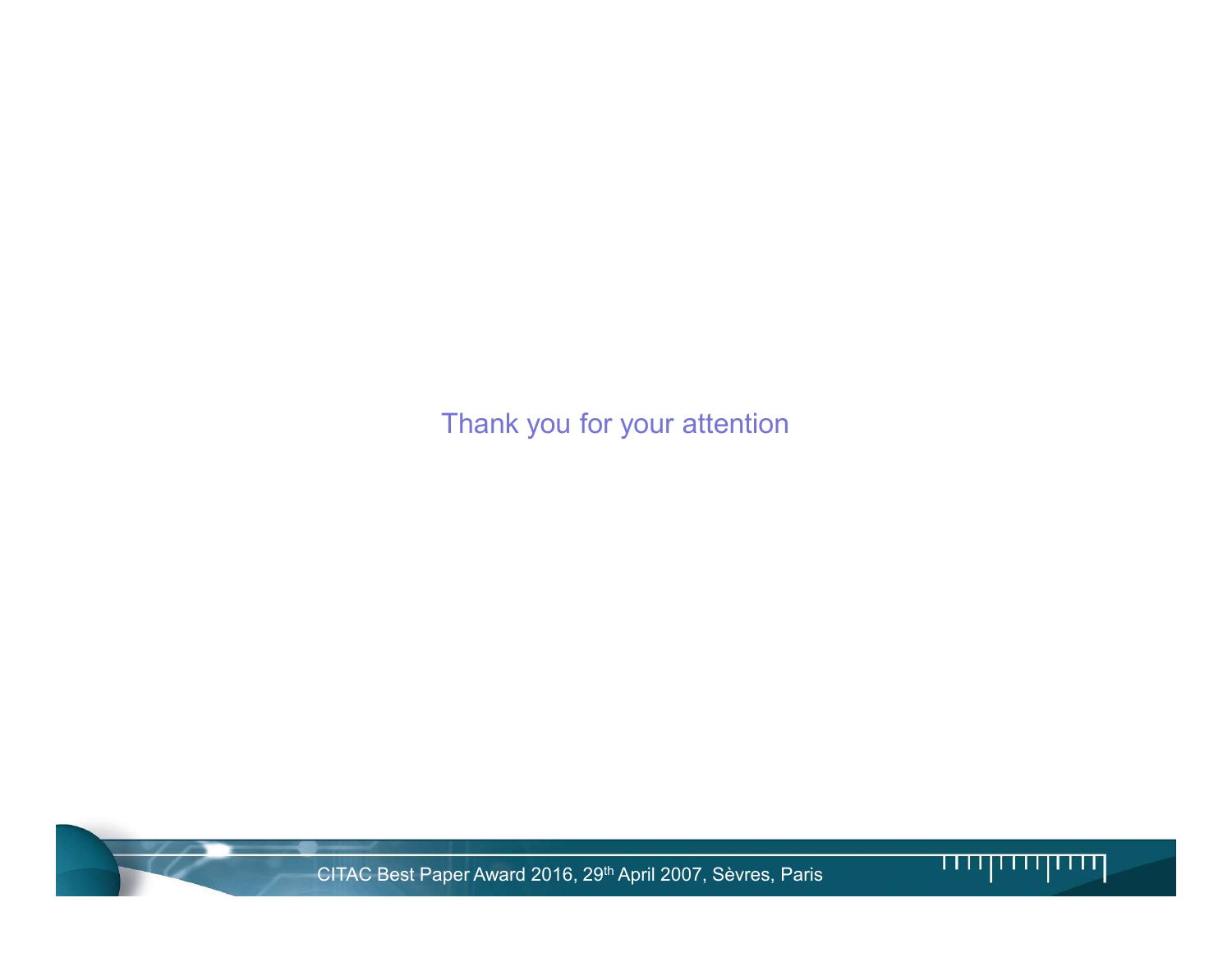Thank you for your attention